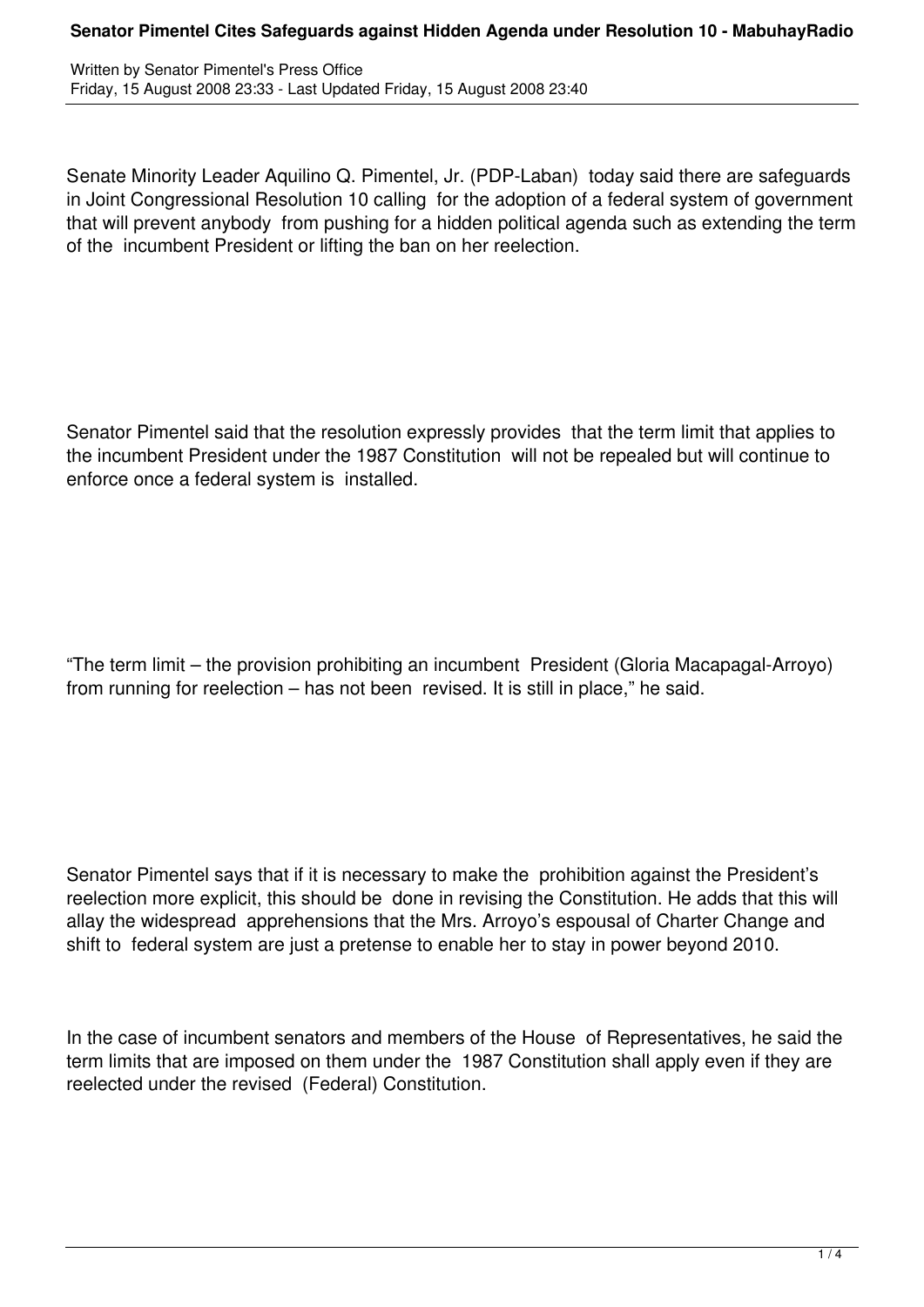# Senator Pimentel Cites Safeguards against Hidden Agenda under Resolution 10 - MabuhayRadio

Written by Senator Pimentel's Press Office
Friday, 15 August 2008 23:33 - Last Updated Friday, 15 August 2008 23:40

Senate Minority Leader Aquilino Q. Pimentel, Jr. (PDP-Laban) today said there are safeguards in Joint Congressional Resolution 10 calling for the adoption of a federal system of government that will prevent anybody from pushing for a hidden political agenda such as extending the term of the incumbent President or lifting the ban on her reelection.

Senator Pimentel said that the resolution expressly provides that the term limit that applies to the incumbent President under the 1987 Constitution will not be repealed but will continue to enforce once a federal system is installed.

"The term limit – the provision prohibiting an incumbent President (Gloria Macapagal-Arroyo) from running for reelection – has not been revised. It is still in place," he said.

Senator Pimentel says that if it is necessary to make the prohibition against the President's reelection more explicit, this should be done in revising the Constitution. He adds that this will allay the widespread apprehensions that the Mrs. Arroyo's espousal of Charter Change and shift to federal system are just a pretense to enable her to stay in power beyond 2010.

In the case of incumbent senators and members of the House of Representatives, he said the term limits that are imposed on them under the 1987 Constitution shall apply even if they are reelected under the revised (Federal) Constitution.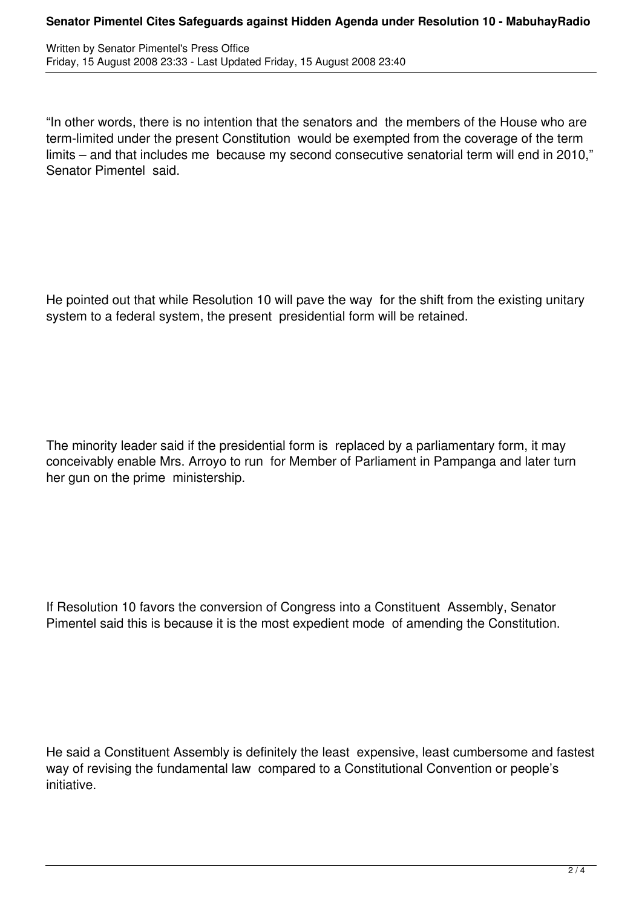“In other words, there is no intention that the senators and the members of the House who are term-limited under the present Constitution would be exempted from the coverage of the term limits – and that includes me because my second consecutive senatorial term will end in 2010,” Senator Pimentel said.

He pointed out that while Resolution 10 will pave the way for the shift from the existing unitary system to a federal system, the present presidential form will be retained.

The minority leader said if the presidential form is replaced by a parliamentary form, it may conceivably enable Mrs. Arroyo to run for Member of Parliament in Pampanga and later turn her gun on the prime ministership.

If Resolution 10 favors the conversion of Congress into a Constituent Assembly, Senator Pimentel said this is because it is the most expedient mode of amending the Constitution.

He said a Constituent Assembly is definitely the least expensive, least cumbersome and fastest way of revising the fundamental law compared to a Constitutional Convention or people’s initiative.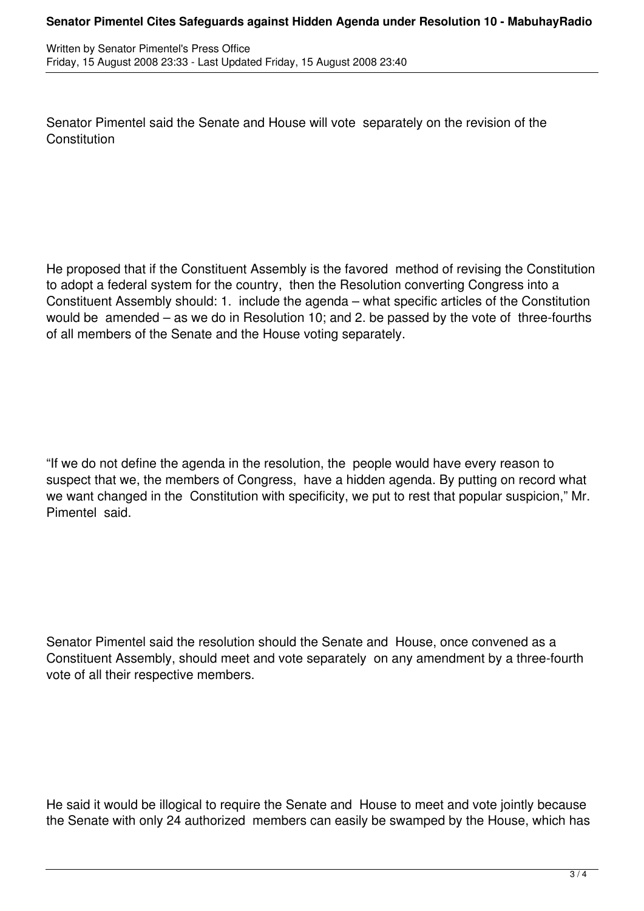Senator Pimentel said the Senate and House will vote separately on the revision of the Constitution

He proposed that if the Constituent Assembly is the favored method of revising the Constitution to adopt a federal system for the country, then the Resolution converting Congress into a Constituent Assembly should: 1. include the agenda – what specific articles of the Constitution would be amended – as we do in Resolution 10; and 2. be passed by the vote of three-fourths of all members of the Senate and the House voting separately.

“If we do not define the agenda in the resolution, the people would have every reason to suspect that we, the members of Congress, have a hidden agenda. By putting on record what we want changed in the Constitution with specificity, we put to rest that popular suspicion,” Mr. Pimentel said.

Senator Pimentel said the resolution should the Senate and House, once convened as a Constituent Assembly, should meet and vote separately on any amendment by a three-fourth vote of all their respective members.

He said it would be illogical to require the Senate and House to meet and vote jointly because the Senate with only 24 authorized members can easily be swamped by the House, which has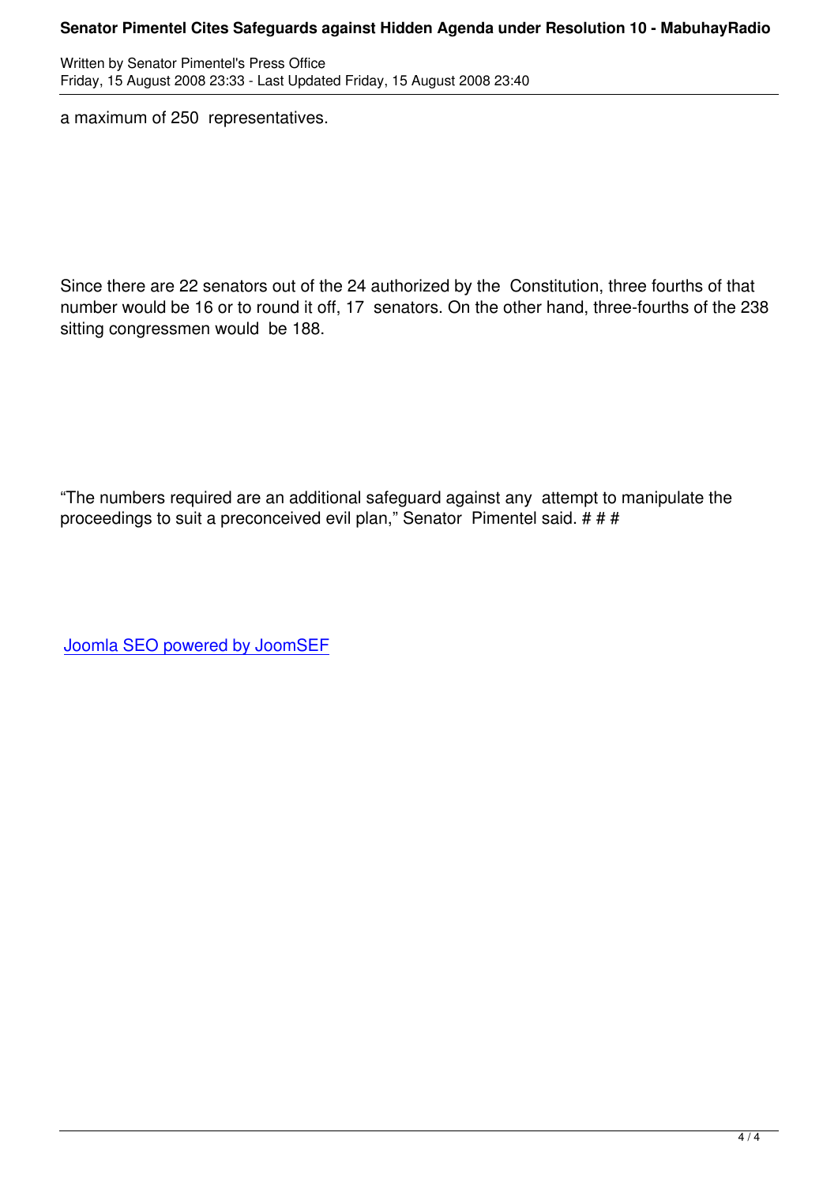a maximum of 250 representatives.

Since there are 22 senators out of the 24 authorized by the Constitution, three fourths of that number would be 16 or to round it off, 17 senators. On the other hand, three-fourths of the 238 sitting congressmen would be 188.

“The numbers required are an additional safeguard against any attempt to manipulate the proceedings to suit a preconceived evil plan,” Senator Pimentel said. # # #

Joomla SEO powered by JoomSEF